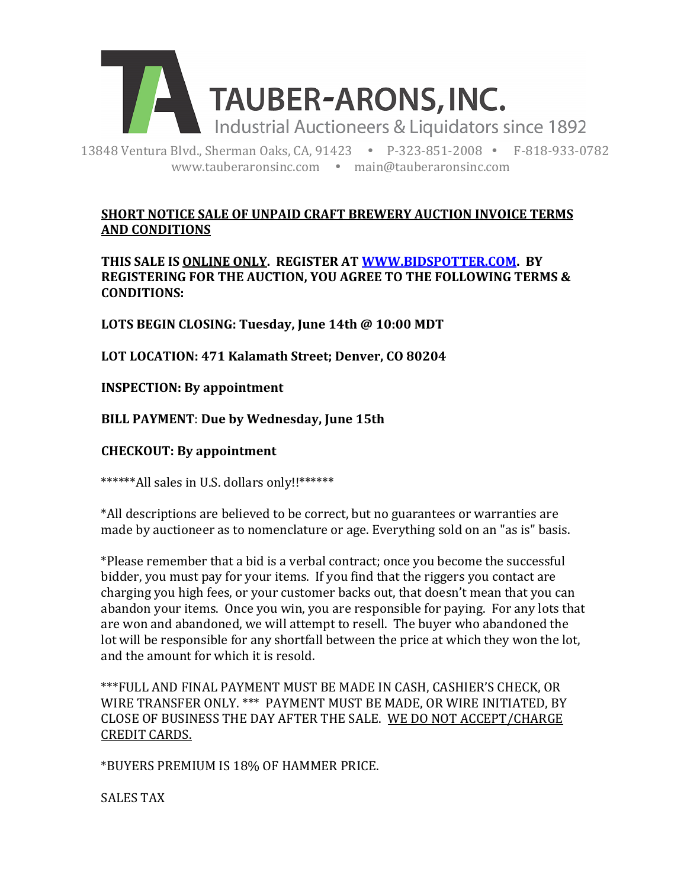# TAUBER-ARONS, INC.

Industrial Auctioneers & Liquidators since 1892

13848 Ventura Blvd., Sherman Oaks, CA, 91423 • P-323-851-2008 • F-818-933-0782
www.tauberaronsinc.com • main@tauberaronsinc.com

**SHORT NOTICE SALE OF UNPAID CRAFT BREWERY AUCTION INVOICE TERMS AND CONDITIONS**

**THIS SALE IS ONLINE ONLY. REGISTER AT [WWW.BIDSPOTTER.COM](http://WWW.BIDSPOTTER.COM). BY REGISTERING FOR THE AUCTION, YOU AGREE TO THE FOLLOWING TERMS & CONDITIONS:**

**LOTS BEGIN CLOSING: Tuesday, June 14th @ 10:00 MDT**

**LOT LOCATION: 471 Kalamath Street; Denver, CO 80204**

**INSPECTION: By appointment**

**BILL PAYMENT: Due by Wednesday, June 15th**

**CHECKOUT: By appointment**

******All sales in U.S. dollars only!!******

*All descriptions are believed to be correct, but no guarantees or warranties are made by auctioneer as to nomenclature or age. Everything sold on an "as is" basis.

*Please remember that a bid is a verbal contract; once you become the successful bidder, you must pay for your items. If you find that the riggers you contact are charging you high fees, or your customer backs out, that doesn't mean that you can abandon your items. Once you win, you are responsible for paying. For any lots that are won and abandoned, we will attempt to resell. The buyer who abandoned the lot will be responsible for any shortfall between the price at which they won the lot, and the amount for which it is resold.

***FULL AND FINAL PAYMENT MUST BE MADE IN CASH, CASHIER'S CHECK, OR WIRE TRANSFER ONLY. *** PAYMENT MUST BE MADE, OR WIRE INITIATED, BY CLOSE OF BUSINESS THE DAY AFTER THE SALE. WE DO NOT ACCEPT/CHARGE CREDIT CARDS.

*BUYERS PREMIUM IS 18% OF HAMMER PRICE.

SALES TAX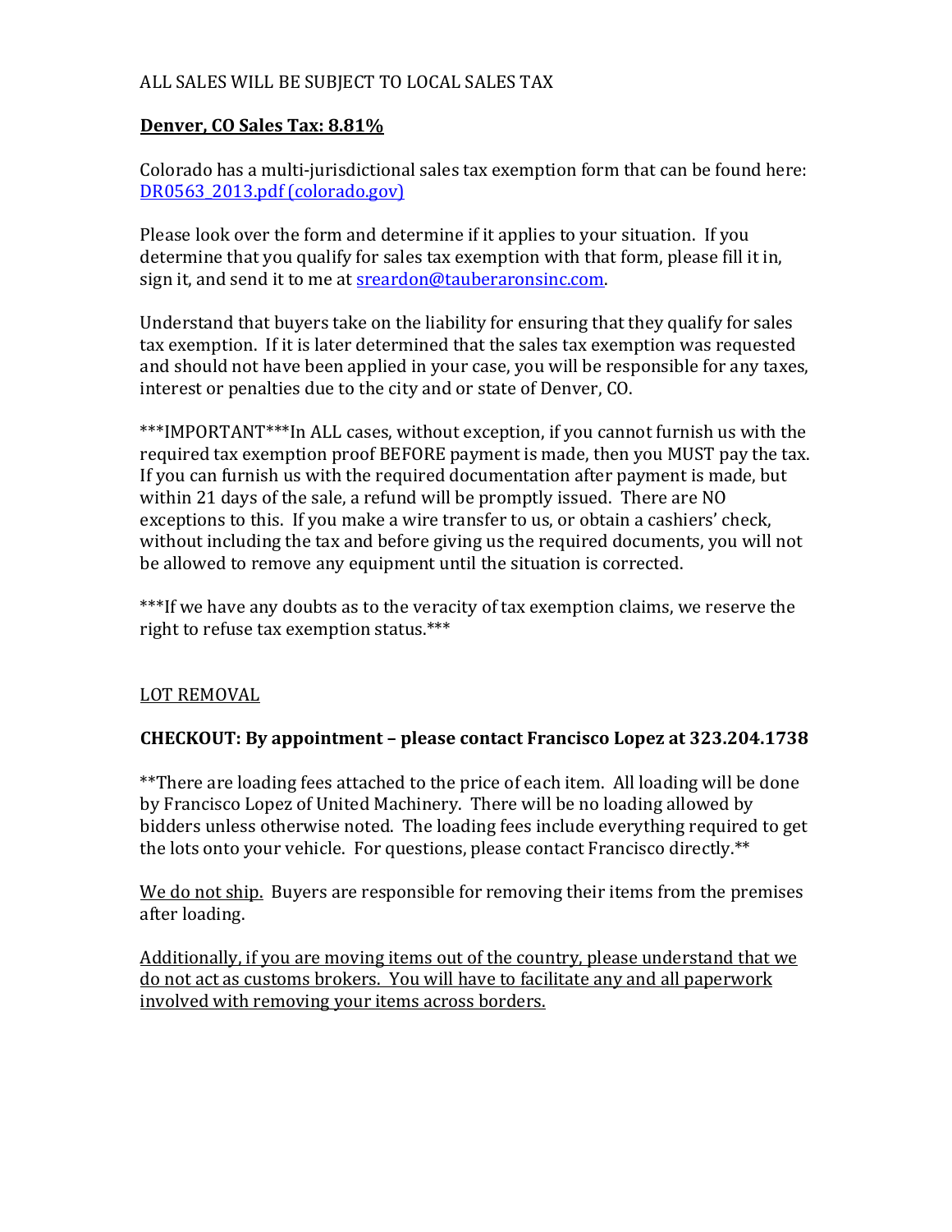ALL SALES WILL BE SUBJECT TO LOCAL SALES TAX

**Denver, CO Sales Tax: 8.81%**

Colorado has a multi-jurisdictional sales tax exemption form that can be found here: [DR0563_2013.pdf (colorado.gov)](DR0563_2013.pdf)

Please look over the form and determine if it applies to your situation. If you determine that you qualify for sales tax exemption with that form, please fill it in, sign it, and send it to me at [sreardon@tauberaronsinc.com](mailto:sreardon@tauberaronsinc.com).

Understand that buyers take on the liability for ensuring that they qualify for sales tax exemption. If it is later determined that the sales tax exemption was requested and should not have been applied in your case, you will be responsible for any taxes, interest or penalties due to the city and or state of Denver, CO.

***IMPORTANT***In ALL cases, without exception, if you cannot furnish us with the required tax exemption proof BEFORE payment is made, then you MUST pay the tax. If you can furnish us with the required documentation after payment is made, but within 21 days of the sale, a refund will be promptly issued. There are NO exceptions to this. If you make a wire transfer to us, or obtain a cashiers' check, without including the tax and before giving us the required documents, you will not be allowed to remove any equipment until the situation is corrected.

***If we have any doubts as to the veracity of tax exemption claims, we reserve the right to refuse tax exemption status.***

LOT REMOVAL

**CHECKOUT: By appointment – please contact Francisco Lopez at 323.204.1738**

**There are loading fees attached to the price of each item. All loading will be done by Francisco Lopez of United Machinery. There will be no loading allowed by bidders unless otherwise noted. The loading fees include everything required to get the lots onto your vehicle. For questions, please contact Francisco directly.**

We do not ship. Buyers are responsible for removing their items from the premises after loading.

Additionally, if you are moving items out of the country, please understand that we do not act as customs brokers. You will have to facilitate any and all paperwork involved with removing your items across borders.